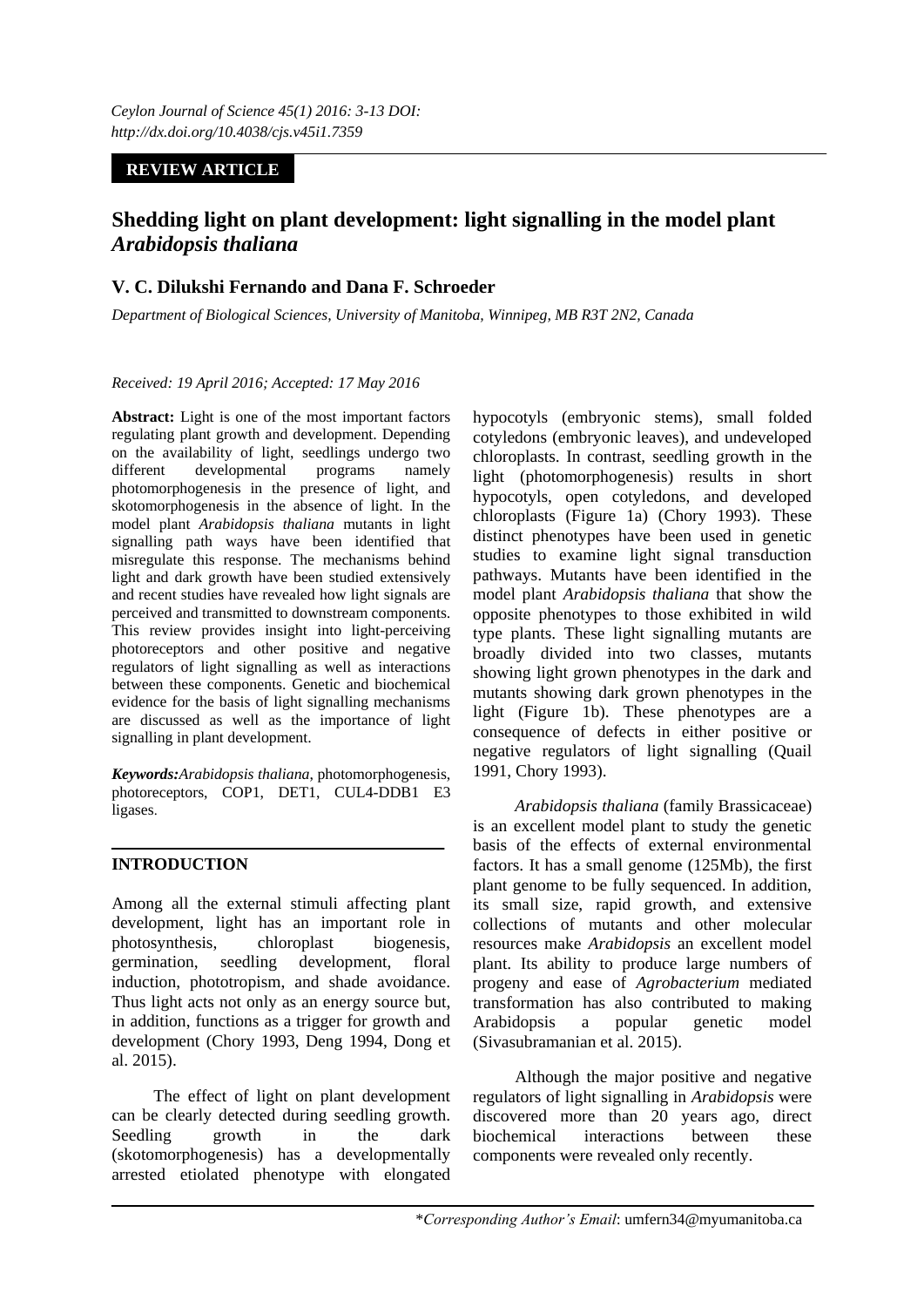*Ceylon Journal of Science 45(1) 2016: 3-13 DOI: http://dx.doi.org/10.4038/cjs.v45i1.7359*

**REVIEW ARTICLE**

# Shedding light on plant development: light signalling in the model plant *Arabidopsis thaliana*

**V. C. Dilukshi Fernando and Dana F. Schroeder**

*Department of Biological Sciences, University of Manitoba, Winnipeg, MB R3T 2N2, Canada*

*Received: 19 April 2016; Accepted: 17 May 2016*

**Abstract:** Light is one of the most important factors regulating plant growth and development. Depending on the availability of light, seedlings undergo two different developmental programs namely photomorphogenesis in the presence of light, and skotomorphogenesis in the absence of light. In the model plant *Arabidopsis thaliana* mutants in light signalling path ways have been identified that misregulate this response. The mechanisms behind light and dark growth have been studied extensively and recent studies have revealed how light signals are perceived and transmitted to downstream components. This review provides insight into light-perceiving photoreceptors and other positive and negative regulators of light signalling as well as interactions between these components. Genetic and biochemical evidence for the basis of light signalling mechanisms are discussed as well as the importance of light signalling in plant development.

***Keywords:****Arabidopsis thaliana*, photomorphogenesis, photoreceptors, COP1, DET1, CUL4-DDB1 E3 ligases.

## INTRODUCTION

Among all the external stimuli affecting plant development, light has an important role in photosynthesis, chloroplast biogenesis, germination, seedling development, floral induction, phototropism, and shade avoidance. Thus light acts not only as an energy source but, in addition, functions as a trigger for growth and development (Chory 1993, Deng 1994, Dong et al. 2015).

The effect of light on plant development can be clearly detected during seedling growth. Seedling growth in the dark (skotomorphogenesis) has a developmentally arrested etiolated phenotype with elongated hypocotyls (embryonic stems), small folded cotyledons (embryonic leaves), and undeveloped chloroplasts. In contrast, seedling growth in the light (photomorphogenesis) results in short hypocotyls, open cotyledons, and developed chloroplasts (Figure 1a) (Chory 1993). These distinct phenotypes have been used in genetic studies to examine light signal transduction pathways. Mutants have been identified in the model plant *Arabidopsis thaliana* that show the opposite phenotypes to those exhibited in wild type plants. These light signalling mutants are broadly divided into two classes, mutants showing light grown phenotypes in the dark and mutants showing dark grown phenotypes in the light (Figure 1b). These phenotypes are a consequence of defects in either positive or negative regulators of light signalling (Quail 1991, Chory 1993).

*Arabidopsis thaliana* (family Brassicaceae) is an excellent model plant to study the genetic basis of the effects of external environmental factors. It has a small genome (125Mb), the first plant genome to be fully sequenced. In addition, its small size, rapid growth, and extensive collections of mutants and other molecular resources make *Arabidopsis* an excellent model plant. Its ability to produce large numbers of progeny and ease of *Agrobacterium* mediated transformation has also contributed to making Arabidopsis a popular genetic model (Sivasubramanian et al. 2015).

Although the major positive and negative regulators of light signalling in *Arabidopsis* were discovered more than 20 years ago, direct biochemical interactions between these components were revealed only recently.

\**Corresponding Author's Email*: umfern34@myumanitoba.ca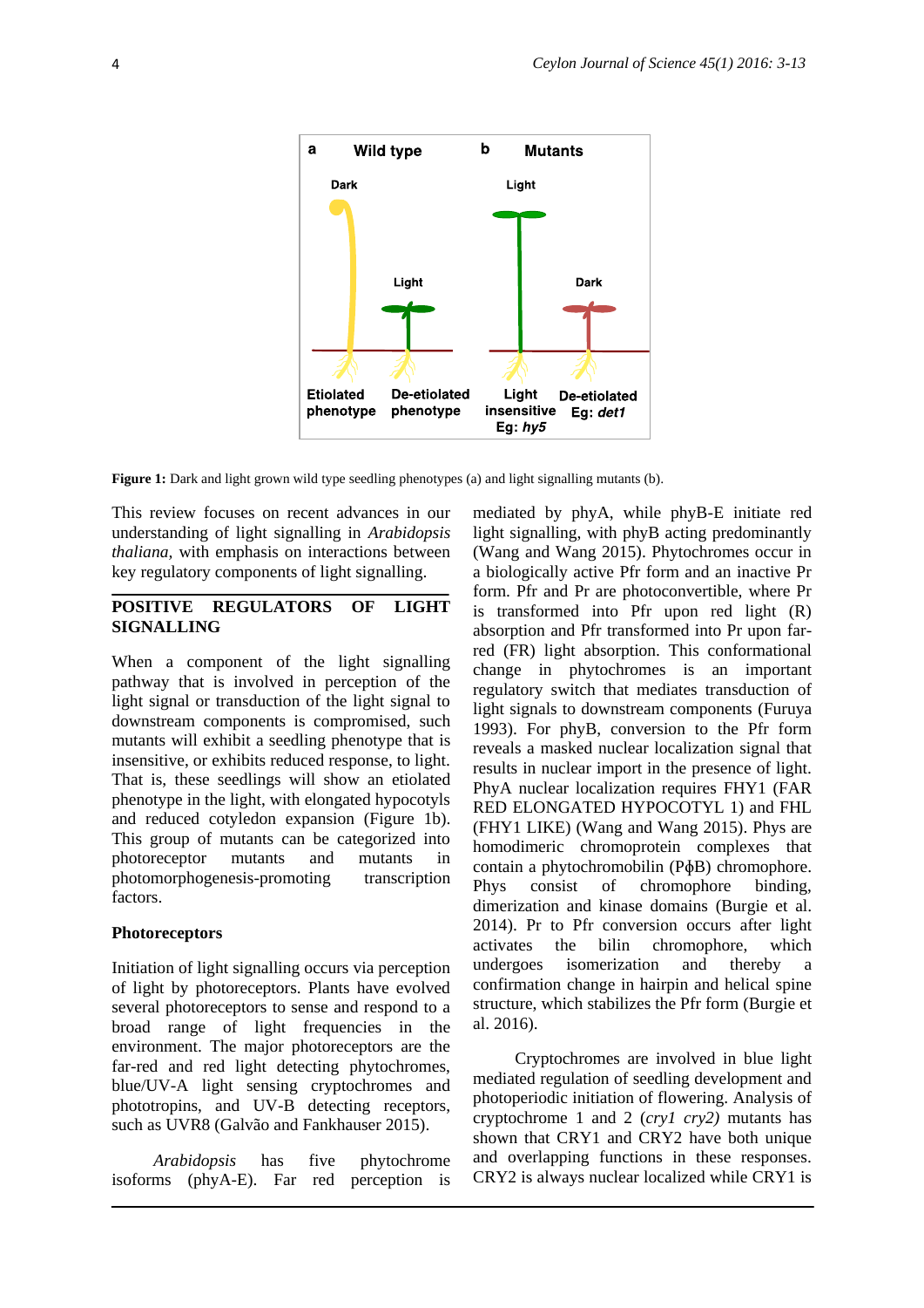**Figure 1:** Dark and light grown wild type seedling phenotypes (a) and light signalling mutants (b).

This review focuses on recent advances in our understanding of light signalling in *Arabidopsis thaliana*, with emphasis on interactions between key regulatory components of light signalling.

## POSITIVE REGULATORS OF LIGHT SIGNALLING

When a component of the light signalling pathway that is involved in perception of the light signal or transduction of the light signal to downstream components is compromised, such mutants will exhibit a seedling phenotype that is insensitive, or exhibits reduced response, to light. That is, these seedlings will show an etiolated phenotype in the light, with elongated hypocotyls and reduced cotyledon expansion (Figure 1b). This group of mutants can be categorized into photoreceptor mutants and mutants in photomorphogenesis-promoting transcription factors.

### Photoreceptors

Initiation of light signalling occurs via perception of light by photoreceptors. Plants have evolved several photoreceptors to sense and respond to a broad range of light frequencies in the environment. The major photoreceptors are the far-red and red light detecting phytochromes, blue/UV-A light sensing cryptochromes and phototropins, and UV-B detecting receptors, such as UVR8 (Galvão and Fankhauser 2015).

*Arabidopsis* has five phytochrome isoforms (phyA-E). Far red perception is mediated by phyA, while phyB-E initiate red light signalling, with phyB acting predominantly (Wang and Wang 2015). Phytochromes occur in a biologically active Pfr form and an inactive Pr form. Pfr and Pr are photoconvertible, where Pr is transformed into Pfr upon red light (R) absorption and Pfr transformed into Pr upon far-red (FR) light absorption. This conformational change in phytochromes is an important regulatory switch that mediates transduction of light signals to downstream components (Furuya 1993). For phyB, conversion to the Pfr form reveals a masked nuclear localization signal that results in nuclear import in the presence of light. PhyA nuclear localization requires FHY1 (FAR RED ELONGATED HYPOCOTYL 1) and FHL (FHY1 LIKE) (Wang and Wang 2015). Phys are homodimeric chromoprotein complexes that contain a phytochromobilin (PϕB) chromophore. Phys consist of chromophore binding, dimerization and kinase domains (Burgie et al. 2014). Pr to Pfr conversion occurs after light activates the bilin chromophore, which undergoes isomerization and thereby a confirmation change in hairpin and helical spine structure, which stabilizes the Pfr form (Burgie et al. 2016).

Cryptochromes are involved in blue light mediated regulation of seedling development and photoperiodic initiation of flowering. Analysis of cryptochrome 1 and 2 (*cry1 cry2)* mutants has shown that CRY1 and CRY2 have both unique and overlapping functions in these responses. CRY2 is always nuclear localized while CRY1 is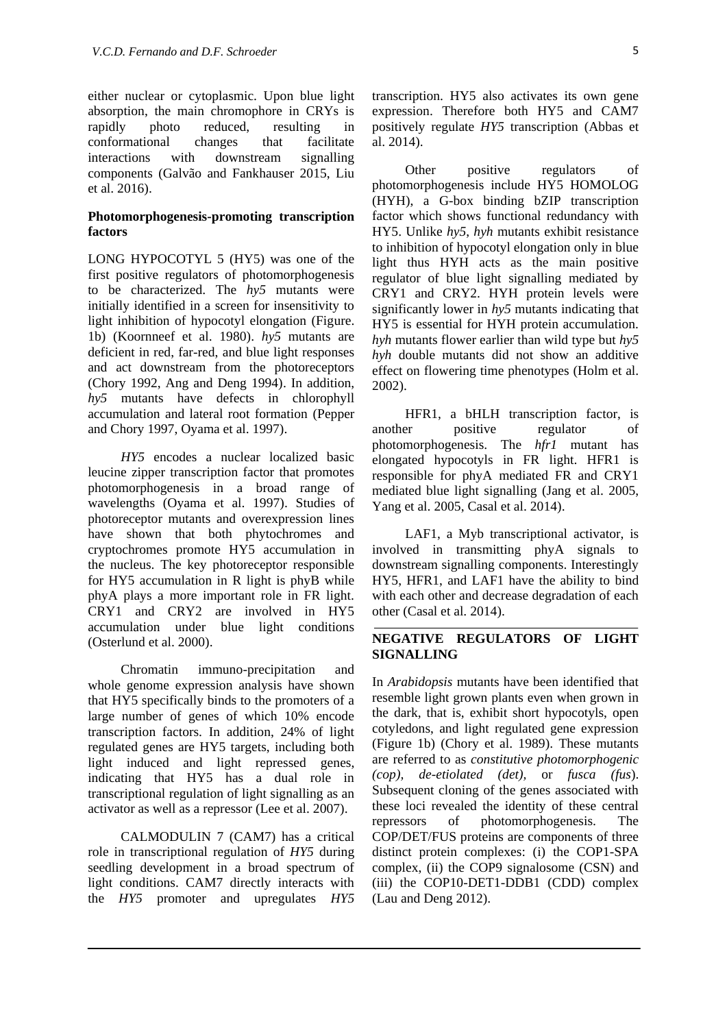either nuclear or cytoplasmic. Upon blue light absorption, the main chromophore in CRYs is rapidly photo reduced, resulting in conformational changes that facilitate interactions with downstream signalling components (Galvão and Fankhauser 2015, Liu et al. 2016).

### Photomorphogenesis-promoting transcription factors

LONG HYPOCOTYL 5 (HY5) was one of the first positive regulators of photomorphogenesis to be characterized. The *hy5* mutants were initially identified in a screen for insensitivity to light inhibition of hypocotyl elongation (Figure. 1b) (Koornneef et al. 1980). *hy5* mutants are deficient in red, far-red, and blue light responses and act downstream from the photoreceptors (Chory 1992, Ang and Deng 1994). In addition, *hy5* mutants have defects in chlorophyll accumulation and lateral root formation (Pepper and Chory 1997, Oyama et al. 1997).

*HY5* encodes a nuclear localized basic leucine zipper transcription factor that promotes photomorphogenesis in a broad range of wavelengths (Oyama et al. 1997). Studies of photoreceptor mutants and overexpression lines have shown that both phytochromes and cryptochromes promote HY5 accumulation in the nucleus. The key photoreceptor responsible for HY5 accumulation in R light is phyB while phyA plays a more important role in FR light. CRY1 and CRY2 are involved in HY5 accumulation under blue light conditions (Osterlund et al. 2000).

Chromatin immuno-precipitation and whole genome expression analysis have shown that HY5 specifically binds to the promoters of a large number of genes of which 10% encode transcription factors. In addition, 24% of light regulated genes are HY5 targets, including both light induced and light repressed genes, indicating that HY5 has a dual role in transcriptional regulation of light signalling as an activator as well as a repressor (Lee et al. 2007).

CALMODULIN 7 (CAM7) has a critical role in transcriptional regulation of *HY5* during seedling development in a broad spectrum of light conditions. CAM7 directly interacts with the *HY5* promoter and upregulates *HY5* transcription. HY5 also activates its own gene expression. Therefore both HY5 and CAM7 positively regulate *HY5* transcription (Abbas et al. 2014).

Other positive regulators of photomorphogenesis include HY5 HOMOLOG (HYH), a G-box binding bZIP transcription factor which shows functional redundancy with HY5. Unlike *hy5*, *hyh* mutants exhibit resistance to inhibition of hypocotyl elongation only in blue light thus HYH acts as the main positive regulator of blue light signalling mediated by CRY1 and CRY2. HYH protein levels were significantly lower in *hy5* mutants indicating that HY5 is essential for HYH protein accumulation. *hyh* mutants flower earlier than wild type but *hy5 hyh* double mutants did not show an additive effect on flowering time phenotypes (Holm et al. 2002).

HFR1, a bHLH transcription factor, is another positive regulator of photomorphogenesis. The *hfr1* mutant has elongated hypocotyls in FR light. HFR1 is responsible for phyA mediated FR and CRY1 mediated blue light signalling (Jang et al. 2005, Yang et al. 2005, Casal et al. 2014).

LAF1, a Myb transcriptional activator, is involved in transmitting phyA signals to downstream signalling components. Interestingly HY5, HFR1, and LAF1 have the ability to bind with each other and decrease degradation of each other (Casal et al. 2014).

## NEGATIVE REGULATORS OF LIGHT SIGNALLING

In *Arabidopsis* mutants have been identified that resemble light grown plants even when grown in the dark, that is, exhibit short hypocotyls, open cotyledons, and light regulated gene expression (Figure 1b) (Chory et al. 1989). These mutants are referred to as *constitutive photomorphogenic (cop)*, *de-etiolated (det)*, or *fusca (fus*). Subsequent cloning of the genes associated with these loci revealed the identity of these central repressors of photomorphogenesis. The COP/DET/FUS proteins are components of three distinct protein complexes: (i) the COP1-SPA complex, (ii) the COP9 signalosome (CSN) and (iii) the COP10-DET1-DDB1 (CDD) complex (Lau and Deng 2012).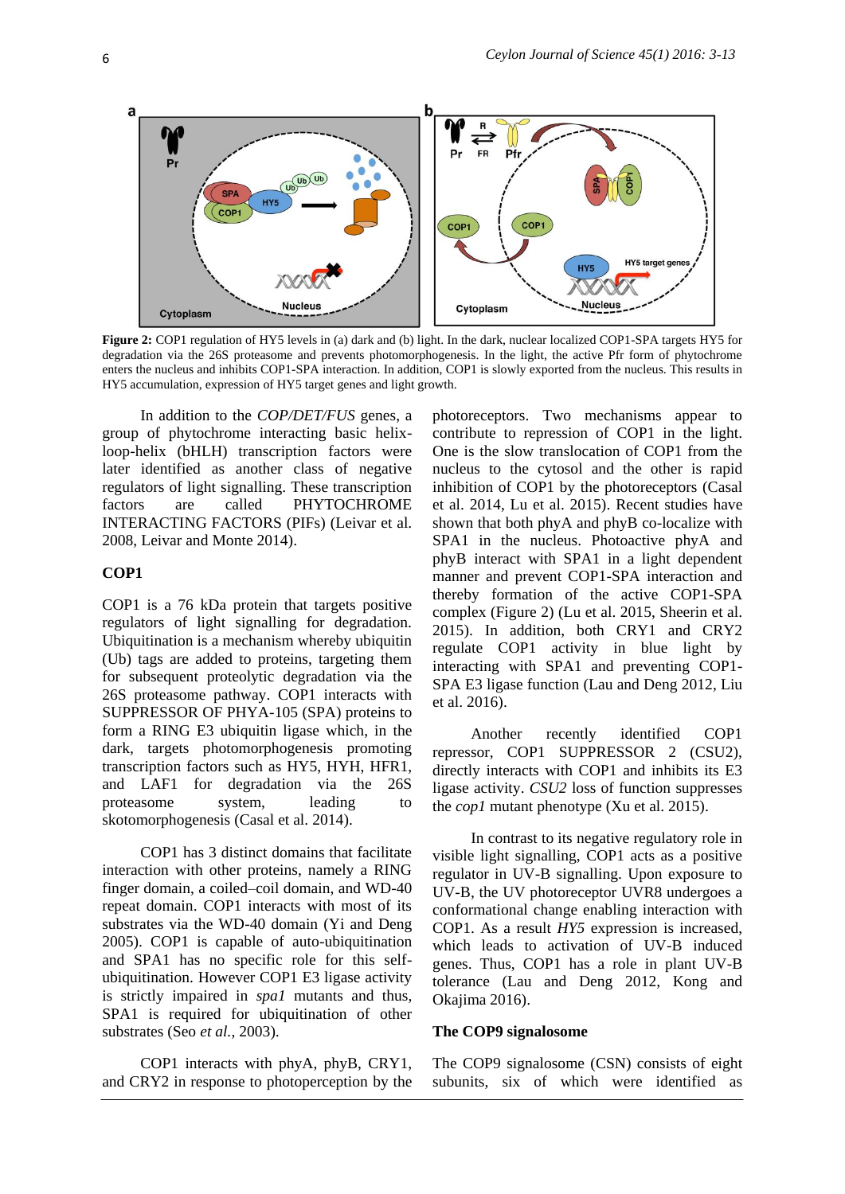**Figure 2:** COP1 regulation of HY5 levels in (a) dark and (b) light. In the dark, nuclear localized COP1-SPA targets HY5 for degradation via the 26S proteasome and prevents photomorphogenesis. In the light, the active Pfr form of phytochrome enters the nucleus and inhibits COP1-SPA interaction. In addition, COP1 is slowly exported from the nucleus. This results in HY5 accumulation, expression of HY5 target genes and light growth.

In addition to the *COP/DET/FUS* genes, a group of phytochrome interacting basic helix-loop-helix (bHLH) transcription factors were later identified as another class of negative regulators of light signalling. These transcription factors are called PHYTOCHROME INTERACTING FACTORS (PIFs) (Leivar et al. 2008, Leivar and Monte 2014).

## COP1

COP1 is a 76 kDa protein that targets positive regulators of light signalling for degradation. Ubiquitination is a mechanism whereby ubiquitin (Ub) tags are added to proteins, targeting them for subsequent proteolytic degradation via the 26S proteasome pathway. COP1 interacts with SUPPRESSOR OF PHYA-105 (SPA) proteins to form a RING E3 ubiquitin ligase which, in the dark, targets photomorphogenesis promoting transcription factors such as HY5, HYH, HFR1, and LAF1 for degradation via the 26S proteasome system, leading to skotomorphogenesis (Casal et al. 2014).

COP1 has 3 distinct domains that facilitate interaction with other proteins, namely a RING finger domain, a coiled–coil domain, and WD-40 repeat domain. COP1 interacts with most of its substrates via the WD-40 domain (Yi and Deng 2005). COP1 is capable of auto-ubiquitination and SPA1 has no specific role for this self-ubiquitination. However COP1 E3 ligase activity is strictly impaired in *spa1* mutants and thus, SPA1 is required for ubiquitination of other substrates (Seo *et al.*, 2003).

COP1 interacts with phyA, phyB, CRY1, and CRY2 in response to photoperception by the photoreceptors. Two mechanisms appear to contribute to repression of COP1 in the light. One is the slow translocation of COP1 from the nucleus to the cytosol and the other is rapid inhibition of COP1 by the photoreceptors (Casal et al. 2014, Lu et al. 2015). Recent studies have shown that both phyA and phyB co-localize with SPA1 in the nucleus. Photoactive phyA and phyB interact with SPA1 in a light dependent manner and prevent COP1-SPA interaction and thereby formation of the active COP1-SPA complex (Figure 2) (Lu et al. 2015, Sheerin et al. 2015). In addition, both CRY1 and CRY2 regulate COP1 activity in blue light by interacting with SPA1 and preventing COP1-SPA E3 ligase function (Lau and Deng 2012, Liu et al. 2016).

Another recently identified COP1 repressor, COP1 SUPPRESSOR 2 (CSU2), directly interacts with COP1 and inhibits its E3 ligase activity. *CSU2* loss of function suppresses the *cop1* mutant phenotype (Xu et al. 2015).

In contrast to its negative regulatory role in visible light signalling, COP1 acts as a positive regulator in UV-B signalling. Upon exposure to UV-B, the UV photoreceptor UVR8 undergoes a conformational change enabling interaction with COP1. As a result *HY5* expression is increased, which leads to activation of UV-B induced genes. Thus, COP1 has a role in plant UV-B tolerance (Lau and Deng 2012, Kong and Okajima 2016).

## The COP9 signalosome

The COP9 signalosome (CSN) consists of eight subunits, six of which were identified as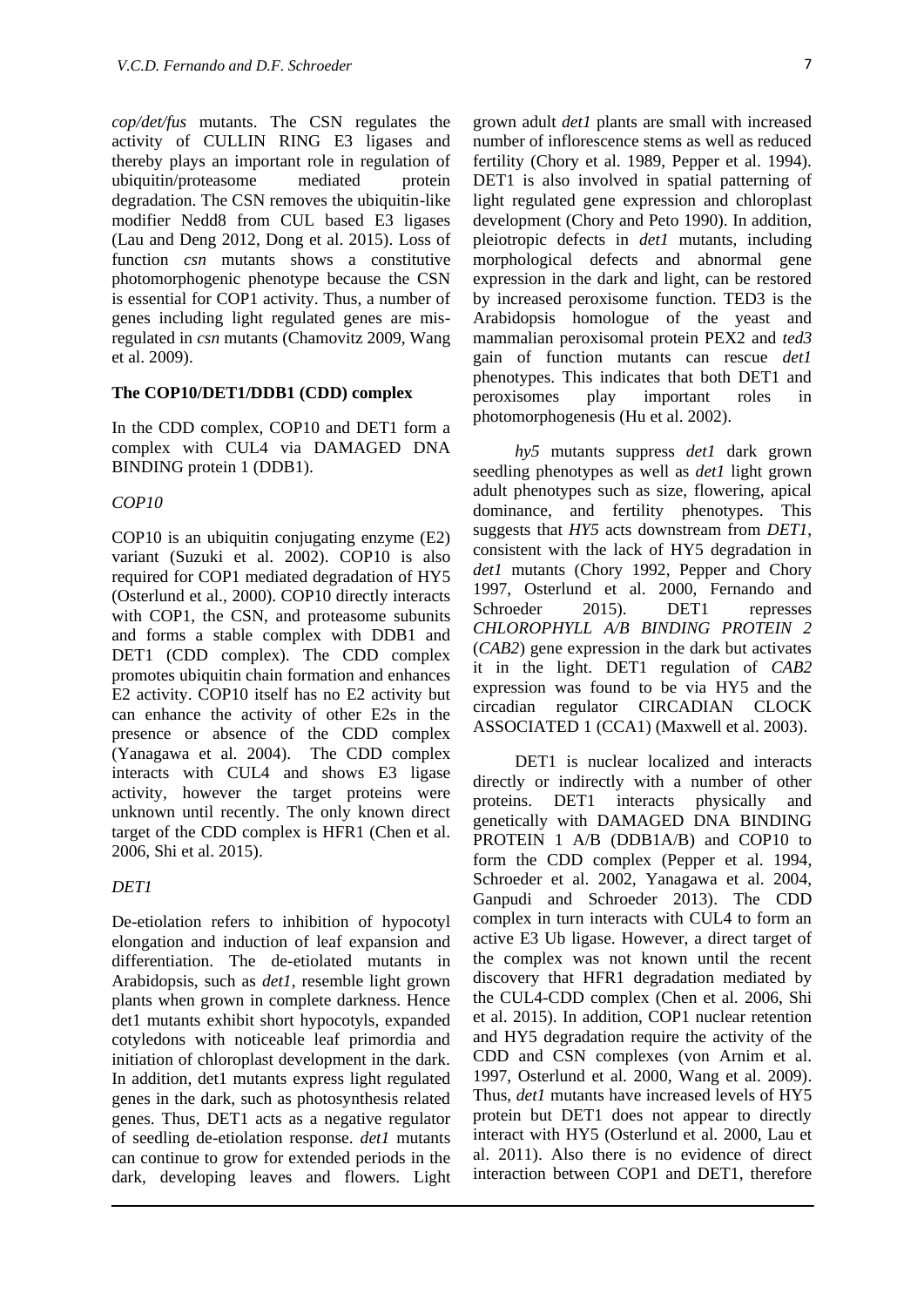*cop/det/fus* mutants. The CSN regulates the activity of CULLIN RING E3 ligases and thereby plays an important role in regulation of ubiquitin/proteasome mediated protein degradation. The CSN removes the ubiquitin-like modifier Nedd8 from CUL based E3 ligases (Lau and Deng 2012, Dong et al. 2015). Loss of function *csn* mutants shows a constitutive photomorphogenic phenotype because the CSN is essential for COP1 activity. Thus, a number of genes including light regulated genes are mis-regulated in *csn* mutants (Chamovitz 2009, Wang et al. 2009).

**The COP10/DET1/DDB1 (CDD) complex**

In the CDD complex, COP10 and DET1 form a complex with CUL4 via DAMAGED DNA BINDING protein 1 (DDB1).

*COP10*

COP10 is an ubiquitin conjugating enzyme (E2) variant (Suzuki et al. 2002). COP10 is also required for COP1 mediated degradation of HY5 (Osterlund et al., 2000). COP10 directly interacts with COP1, the CSN, and proteasome subunits and forms a stable complex with DDB1 and DET1 (CDD complex). The CDD complex promotes ubiquitin chain formation and enhances E2 activity. COP10 itself has no E2 activity but can enhance the activity of other E2s in the presence or absence of the CDD complex (Yanagawa et al. 2004). The CDD complex interacts with CUL4 and shows E3 ligase activity, however the target proteins were unknown until recently. The only known direct target of the CDD complex is HFR1 (Chen et al. 2006, Shi et al. 2015).

*DET1*

De-etiolation refers to inhibition of hypocotyl elongation and induction of leaf expansion and differentiation. The de-etiolated mutants in Arabidopsis, such as *det1*, resemble light grown plants when grown in complete darkness. Hence det1 mutants exhibit short hypocotyls, expanded cotyledons with noticeable leaf primordia and initiation of chloroplast development in the dark. In addition, det1 mutants express light regulated genes in the dark, such as photosynthesis related genes. Thus, DET1 acts as a negative regulator of seedling de-etiolation response. *det1* mutants can continue to grow for extended periods in the dark, developing leaves and flowers. Light grown adult *det1* plants are small with increased number of inflorescence stems as well as reduced fertility (Chory et al. 1989, Pepper et al. 1994). DET1 is also involved in spatial patterning of light regulated gene expression and chloroplast development (Chory and Peto 1990). In addition, pleiotropic defects in *det1* mutants, including morphological defects and abnormal gene expression in the dark and light, can be restored by increased peroxisome function. TED3 is the Arabidopsis homologue of the yeast and mammalian peroxisomal protein PEX2 and *ted3* gain of function mutants can rescue *det1* phenotypes. This indicates that both DET1 and peroxisomes play important roles in photomorphogenesis (Hu et al. 2002).

*hy5* mutants suppress *det1* dark grown seedling phenotypes as well as *det1* light grown adult phenotypes such as size, flowering, apical dominance, and fertility phenotypes. This suggests that *HY5* acts downstream from *DET1*, consistent with the lack of HY5 degradation in *det1* mutants (Chory 1992, Pepper and Chory 1997, Osterlund et al. 2000, Fernando and Schroeder 2015). DET1 represses *CHLOROPHYLL A/B BINDING PROTEIN 2* (*CAB2*) gene expression in the dark but activates it in the light. DET1 regulation of *CAB2* expression was found to be via HY5 and the circadian regulator CIRCADIAN CLOCK ASSOCIATED 1 (CCA1) (Maxwell et al. 2003).

DET1 is nuclear localized and interacts directly or indirectly with a number of other proteins. DET1 interacts physically and genetically with DAMAGED DNA BINDING PROTEIN 1 A/B (DDB1A/B) and COP10 to form the CDD complex (Pepper et al. 1994, Schroeder et al. 2002, Yanagawa et al. 2004, Ganpudi and Schroeder 2013). The CDD complex in turn interacts with CUL4 to form an active E3 Ub ligase. However, a direct target of the complex was not known until the recent discovery that HFR1 degradation mediated by the CUL4-CDD complex (Chen et al. 2006, Shi et al. 2015). In addition, COP1 nuclear retention and HY5 degradation require the activity of the CDD and CSN complexes (von Arnim et al. 1997, Osterlund et al. 2000, Wang et al. 2009). Thus, *det1* mutants have increased levels of HY5 protein but DET1 does not appear to directly interact with HY5 (Osterlund et al. 2000, Lau et al. 2011). Also there is no evidence of direct interaction between COP1 and DET1, therefore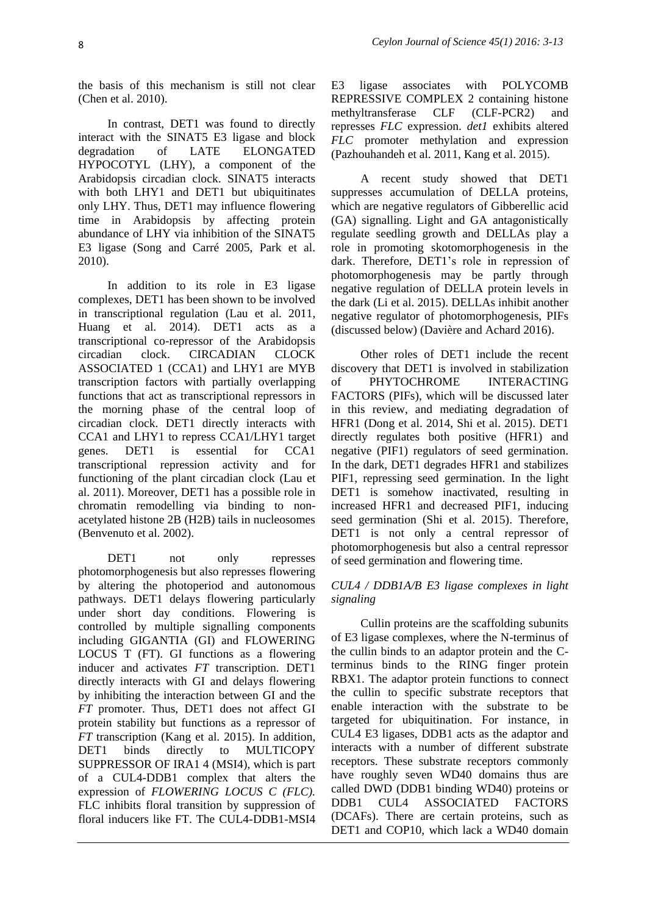the basis of this mechanism is still not clear (Chen et al. 2010).

In contrast, DET1 was found to directly interact with the SINAT5 E3 ligase and block degradation of LATE ELONGATED HYPOCOTYL (LHY), a component of the Arabidopsis circadian clock. SINAT5 interacts with both LHY1 and DET1 but ubiquitinates only LHY. Thus, DET1 may influence flowering time in Arabidopsis by affecting protein abundance of LHY via inhibition of the SINAT5 E3 ligase (Song and Carré 2005, Park et al. 2010).

In addition to its role in E3 ligase complexes, DET1 has been shown to be involved in transcriptional regulation (Lau et al. 2011, Huang et al. 2014). DET1 acts as a transcriptional co-repressor of the Arabidopsis circadian clock. CIRCADIAN CLOCK ASSOCIATED 1 (CCA1) and LHY1 are MYB transcription factors with partially overlapping functions that act as transcriptional repressors in the morning phase of the central loop of circadian clock. DET1 directly interacts with CCA1 and LHY1 to repress CCA1/LHY1 target genes. DET1 is essential for CCA1 transcriptional repression activity and for functioning of the plant circadian clock (Lau et al. 2011). Moreover, DET1 has a possible role in chromatin remodelling via binding to non-acetylated histone 2B (H2B) tails in nucleosomes (Benvenuto et al. 2002).

DET1 not only represses photomorphogenesis but also represses flowering by altering the photoperiod and autonomous pathways. DET1 delays flowering particularly under short day conditions. Flowering is controlled by multiple signalling components including GIGANTIA (GI) and FLOWERING LOCUS T (FT). GI functions as a flowering inducer and activates *FT* transcription. DET1 directly interacts with GI and delays flowering by inhibiting the interaction between GI and the *FT* promoter. Thus, DET1 does not affect GI protein stability but functions as a repressor of *FT* transcription (Kang et al. 2015). In addition, DET1 binds directly to MULTICOPY SUPPRESSOR OF IRA1 4 (MSI4), which is part of a CUL4-DDB1 complex that alters the expression of *FLOWERING LOCUS C (FLC).* FLC inhibits floral transition by suppression of floral inducers like FT. The CUL4-DDB1-MSI4 E3 ligase associates with POLYCOMB REPRESSIVE COMPLEX 2 containing histone methyltransferase CLF (CLF-PCR2) and represses *FLC* expression. *det1* exhibits altered *FLC* promoter methylation and expression (Pazhouhandeh et al. 2011, Kang et al. 2015).

A recent study showed that DET1 suppresses accumulation of DELLA proteins, which are negative regulators of Gibberellic acid (GA) signalling. Light and GA antagonistically regulate seedling growth and DELLAs play a role in promoting skotomorphogenesis in the dark. Therefore, DET1's role in repression of photomorphogenesis may be partly through negative regulation of DELLA protein levels in the dark (Li et al. 2015). DELLAs inhibit another negative regulator of photomorphogenesis, PIFs (discussed below) (Davière and Achard 2016).

Other roles of DET1 include the recent discovery that DET1 is involved in stabilization of PHYTOCHROME INTERACTING FACTORS (PIFs), which will be discussed later in this review, and mediating degradation of HFR1 (Dong et al. 2014, Shi et al. 2015). DET1 directly regulates both positive (HFR1) and negative (PIF1) regulators of seed germination. In the dark, DET1 degrades HFR1 and stabilizes PIF1, repressing seed germination. In the light DET1 is somehow inactivated, resulting in increased HFR1 and decreased PIF1, inducing seed germination (Shi et al. 2015). Therefore, DET1 is not only a central repressor of photomorphogenesis but also a central repressor of seed germination and flowering time.

### *CUL4 / DDB1A/B E3 ligase complexes in light signaling*

Cullin proteins are the scaffolding subunits of E3 ligase complexes, where the N-terminus of the cullin binds to an adaptor protein and the C-terminus binds to the RING finger protein RBX1. The adaptor protein functions to connect the cullin to specific substrate receptors that enable interaction with the substrate to be targeted for ubiquitination. For instance, in CUL4 E3 ligases, DDB1 acts as the adaptor and interacts with a number of different substrate receptors. These substrate receptors commonly have roughly seven WD40 domains thus are called DWD (DDB1 binding WD40) proteins or DDB1 CUL4 ASSOCIATED FACTORS (DCAFs). There are certain proteins, such as DET1 and COP10, which lack a WD40 domain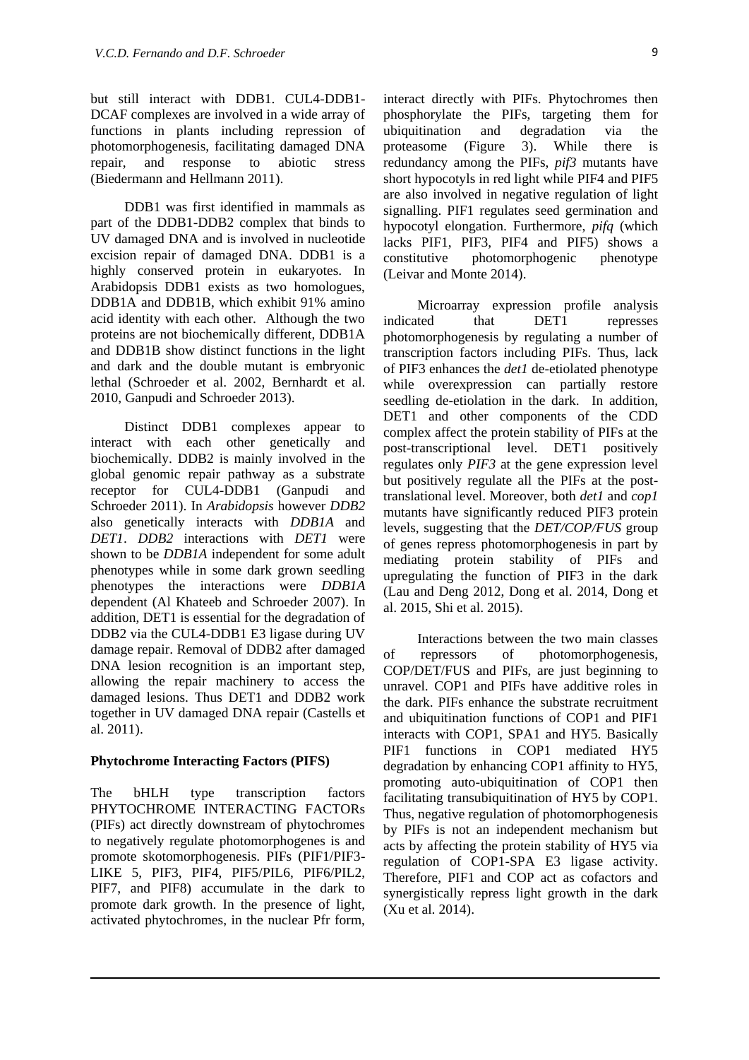but still interact with DDB1. CUL4-DDB1-DCAF complexes are involved in a wide array of functions in plants including repression of photomorphogenesis, facilitating damaged DNA repair, and response to abiotic stress (Biedermann and Hellmann 2011).

DDB1 was first identified in mammals as part of the DDB1-DDB2 complex that binds to UV damaged DNA and is involved in nucleotide excision repair of damaged DNA. DDB1 is a highly conserved protein in eukaryotes. In Arabidopsis DDB1 exists as two homologues, DDB1A and DDB1B, which exhibit 91% amino acid identity with each other. Although the two proteins are not biochemically different, DDB1A and DDB1B show distinct functions in the light and dark and the double mutant is embryonic lethal (Schroeder et al. 2002, Bernhardt et al. 2010, Ganpudi and Schroeder 2013).

Distinct DDB1 complexes appear to interact with each other genetically and biochemically. DDB2 is mainly involved in the global genomic repair pathway as a substrate receptor for CUL4-DDB1 (Ganpudi and Schroeder 2011). In *Arabidopsis* however *DDB2* also genetically interacts with *DDB1A* and *DET1*. *DDB2* interactions with *DET1* were shown to be *DDB1A* independent for some adult phenotypes while in some dark grown seedling phenotypes the interactions were *DDB1A* dependent (Al Khateeb and Schroeder 2007). In addition, DET1 is essential for the degradation of DDB2 via the CUL4-DDB1 E3 ligase during UV damage repair. Removal of DDB2 after damaged DNA lesion recognition is an important step, allowing the repair machinery to access the damaged lesions. Thus DET1 and DDB2 work together in UV damaged DNA repair (Castells et al. 2011).

**Phytochrome Interacting Factors (PIFS)**

The bHLH type transcription factors PHYTOCHROME INTERACTING FACTORs (PIFs) act directly downstream of phytochromes to negatively regulate photomorphogenes is and promote skotomorphogenesis. PIFs (PIF1/PIF3-LIKE 5, PIF3, PIF4, PIF5/PIL6, PIF6/PIL2, PIF7, and PIF8) accumulate in the dark to promote dark growth. In the presence of light, activated phytochromes, in the nuclear Pfr form, interact directly with PIFs. Phytochromes then phosphorylate the PIFs, targeting them for ubiquitination and degradation via the proteasome (Figure 3). While there is redundancy among the PIFs, *pif3* mutants have short hypocotyls in red light while PIF4 and PIF5 are also involved in negative regulation of light signalling. PIF1 regulates seed germination and hypocotyl elongation. Furthermore, *pifq* (which lacks PIF1, PIF3, PIF4 and PIF5) shows a constitutive photomorphogenic phenotype (Leivar and Monte 2014).

Microarray expression profile analysis indicated that DET1 represses photomorphogenesis by regulating a number of transcription factors including PIFs. Thus, lack of PIF3 enhances the *det1* de-etiolated phenotype while overexpression can partially restore seedling de-etiolation in the dark. In addition, DET1 and other components of the CDD complex affect the protein stability of PIFs at the post-transcriptional level. DET1 positively regulates only *PIF3* at the gene expression level but positively regulate all the PIFs at the post-translational level. Moreover, both *det1* and *cop1* mutants have significantly reduced PIF3 protein levels, suggesting that the *DET/COP/FUS* group of genes repress photomorphogenesis in part by mediating protein stability of PIFs and upregulating the function of PIF3 in the dark (Lau and Deng 2012, Dong et al. 2014, Dong et al. 2015, Shi et al. 2015).

Interactions between the two main classes of repressors of photomorphogenesis, COP/DET/FUS and PIFs, are just beginning to unravel. COP1 and PIFs have additive roles in the dark. PIFs enhance the substrate recruitment and ubiquitination functions of COP1 and PIF1 interacts with COP1, SPA1 and HY5. Basically PIF1 functions in COP1 mediated HY5 degradation by enhancing COP1 affinity to HY5, promoting auto-ubiquitination of COP1 then facilitating transubiquitination of HY5 by COP1. Thus, negative regulation of photomorphogenesis by PIFs is not an independent mechanism but acts by affecting the protein stability of HY5 via regulation of COP1-SPA E3 ligase activity. Therefore, PIF1 and COP act as cofactors and synergistically repress light growth in the dark (Xu et al. 2014).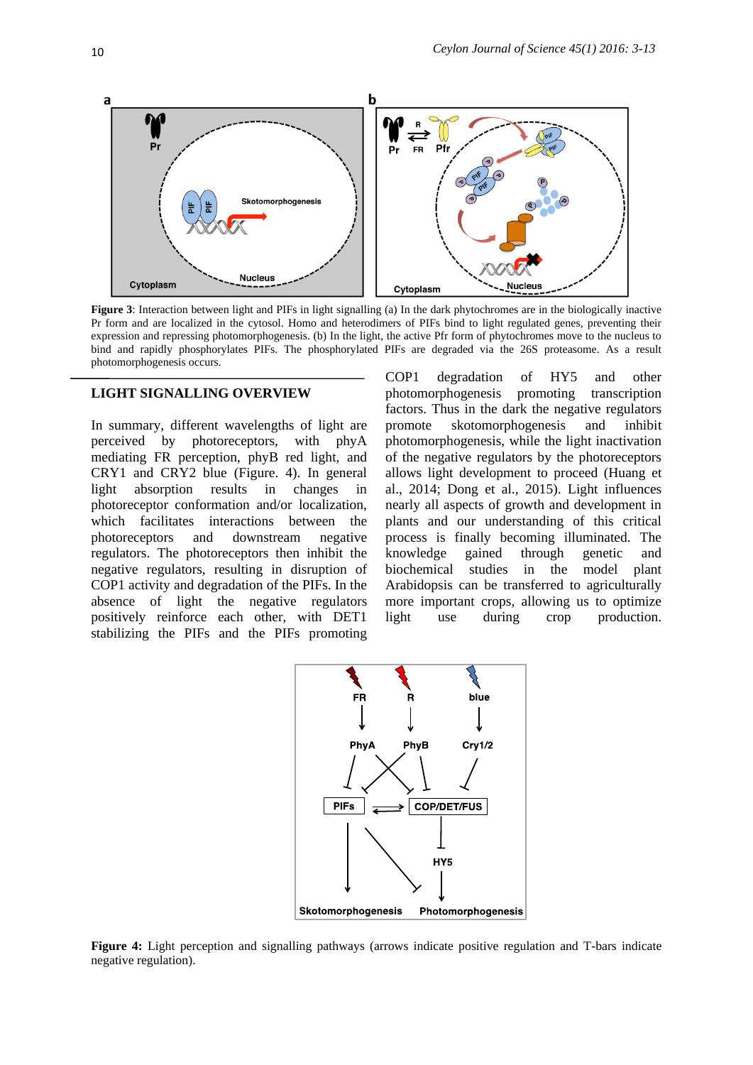**Figure 3**: Interaction between light and PIFs in light signalling (a) In the dark phytochromes are in the biologically inactive Pr form and are localized in the cytosol. Homo and heterodimers of PIFs bind to light regulated genes, preventing their expression and repressing photomorphogenesis. (b) In the light, the active Pfr form of phytochromes move to the nucleus to bind and rapidly phosphorylates PIFs. The phosphorylated PIFs are degraded via the 26S proteasome. As a result photomorphogenesis occurs.

## LIGHT SIGNALLING OVERVIEW

In summary, different wavelengths of light are perceived by photoreceptors, with phyA mediating FR perception, phyB red light, and CRY1 and CRY2 blue (Figure. 4). In general light absorption results in changes in photoreceptor conformation and/or localization, which facilitates interactions between the photoreceptors and downstream negative regulators. The photoreceptors then inhibit the negative regulators, resulting in disruption of COP1 activity and degradation of the PIFs. In the absence of light the negative regulators positively reinforce each other, with DET1 stabilizing the PIFs and the PIFs promoting COP1 degradation of HY5 and other photomorphogenesis promoting transcription factors. Thus in the dark the negative regulators promote skotomorphogenesis and inhibit photomorphogenesis, while the light inactivation of the negative regulators by the photoreceptors allows light development to proceed (Huang et al., 2014; Dong et al., 2015). Light influences nearly all aspects of growth and development in plants and our understanding of this critical process is finally becoming illuminated. The knowledge gained through genetic and biochemical studies in the model plant Arabidopsis can be transferred to agriculturally more important crops, allowing us to optimize light use during crop production.

**Figure 4:** Light perception and signalling pathways (arrows indicate positive regulation and T-bars indicate negative regulation).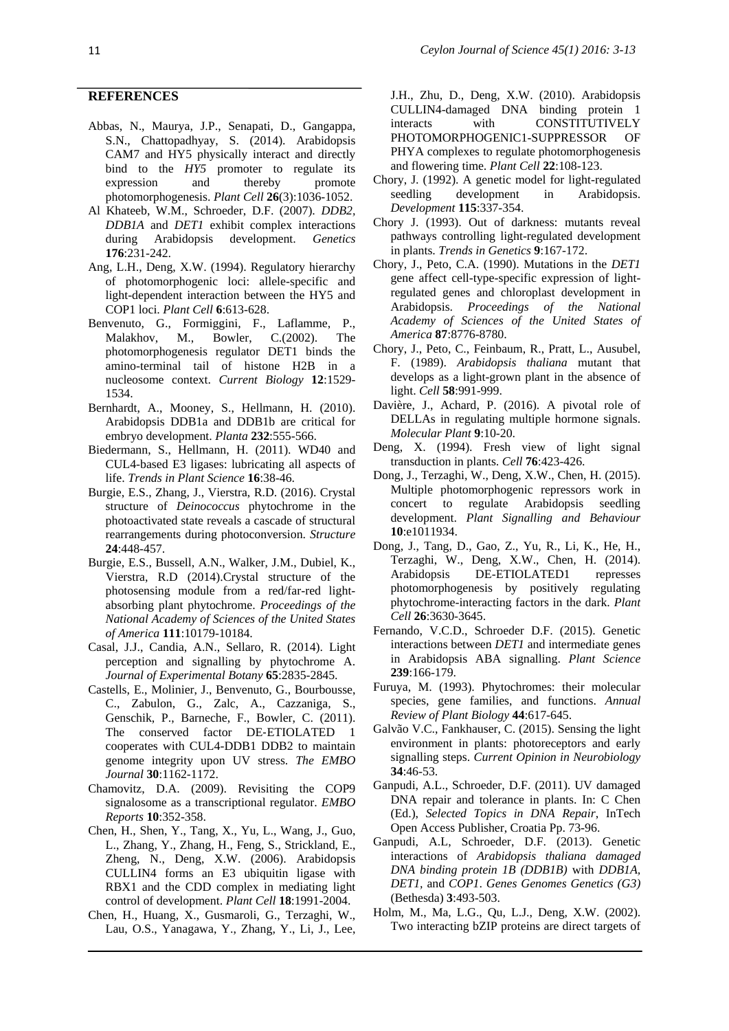## REFERENCES

Abbas, N., Maurya, J.P., Senapati, D., Gangappa, S.N., Chattopadhyay, S. (2014). Arabidopsis CAM7 and HY5 physically interact and directly bind to the *HY5* promoter to regulate its expression and thereby promote photomorphogenesis. *Plant Cell* **26**(3):1036-1052.

Al Khateeb, W.M., Schroeder, D.F. (2007). *DDB2*, *DDB1A* and *DET1* exhibit complex interactions during Arabidopsis development. *Genetics* **176**:231-242.

Ang, L.H., Deng, X.W. (1994). Regulatory hierarchy of photomorphogenic loci: allele-specific and light-dependent interaction between the HY5 and COP1 loci. *Plant Cell* **6**:613-628.

Benvenuto, G., Formiggini, F., Laflamme, P., Malakhov, M., Bowler, C.(2002). The photomorphogenesis regulator DET1 binds the amino-terminal tail of histone H2B in a nucleosome context. *Current Biology* **12**:1529-1534.

Bernhardt, A., Mooney, S., Hellmann, H. (2010). Arabidopsis DDB1a and DDB1b are critical for embryo development. *Planta* **232**:555-566.

Biedermann, S., Hellmann, H. (2011). WD40 and CUL4-based E3 ligases: lubricating all aspects of life. *Trends in Plant Science* **16**:38-46.

Burgie, E.S., Zhang, J., Vierstra, R.D. (2016). Crystal structure of *Deinococcus* phytochrome in the photoactivated state reveals a cascade of structural rearrangements during photoconversion. *Structure* **24**:448-457.

Burgie, E.S., Bussell, A.N., Walker, J.M., Dubiel, K., Vierstra, R.D (2014).Crystal structure of the photosensing module from a red/far-red light-absorbing plant phytochrome. *Proceedings of the National Academy of Sciences of the United States of America* **111**:10179-10184.

Casal, J.J., Candia, A.N., Sellaro, R. (2014). Light perception and signalling by phytochrome A. *Journal of Experimental Botany* **65**:2835-2845.

Castells, E., Molinier, J., Benvenuto, G., Bourbousse, C., Zabulon, G., Zalc, A., Cazzaniga, S., Genschik, P., Barneche, F., Bowler, C. (2011). The conserved factor DE-ETIOLATED 1 cooperates with CUL4-DDB1 DDB2 to maintain genome integrity upon UV stress. *The EMBO Journal* **30**:1162-1172.

Chamovitz, D.A. (2009). Revisiting the COP9 signalosome as a transcriptional regulator. *EMBO Reports* **10**:352-358.

Chen, H., Shen, Y., Tang, X., Yu, L., Wang, J., Guo, L., Zhang, Y., Zhang, H., Feng, S., Strickland, E., Zheng, N., Deng, X.W. (2006). Arabidopsis CULLIN4 forms an E3 ubiquitin ligase with RBX1 and the CDD complex in mediating light control of development. *Plant Cell* **18**:1991-2004.

Chen, H., Huang, X., Gusmaroli, G., Terzaghi, W., Lau, O.S., Yanagawa, Y., Zhang, Y., Li, J., Lee, J.H., Zhu, D., Deng, X.W. (2010). Arabidopsis CULLIN4-damaged DNA binding protein 1 interacts with CONSTITUTIVELY PHOTOMORPHOGENIC1-SUPPRESSOR OF PHYA complexes to regulate photomorphogenesis and flowering time. *Plant Cell* **22**:108-123.

Chory, J. (1992). A genetic model for light-regulated seedling development in Arabidopsis. *Development* **115**:337-354.

Chory J. (1993). Out of darkness: mutants reveal pathways controlling light-regulated development in plants. *Trends in Genetics* **9**:167-172.

Chory, J., Peto, C.A. (1990). Mutations in the *DET1* gene affect cell-type-specific expression of light-regulated genes and chloroplast development in Arabidopsis. *Proceedings of the National Academy of Sciences of the United States of America* **87**:8776-8780.

Chory, J., Peto, C., Feinbaum, R., Pratt, L., Ausubel, F. (1989). *Arabidopsis thaliana* mutant that develops as a light-grown plant in the absence of light. *Cell* **58**:991-999.

Davière, J., Achard, P. (2016). A pivotal role of DELLAs in regulating multiple hormone signals. *Molecular Plant* **9**:10-20.

Deng, X. (1994). Fresh view of light signal transduction in plants. *Cell* **76**:423-426.

Dong, J., Terzaghi, W., Deng, X.W., Chen, H. (2015). Multiple photomorphogenic repressors work in concert to regulate Arabidopsis seedling development. *Plant Signalling and Behaviour* **10**:e1011934.

Dong, J., Tang, D., Gao, Z., Yu, R., Li, K., He, H., Terzaghi, W., Deng, X.W., Chen, H. (2014). Arabidopsis DE-ETIOLATED1 represses photomorphogenesis by positively regulating phytochrome-interacting factors in the dark. *Plant Cell* **26**:3630-3645.

Fernando, V.C.D., Schroeder D.F. (2015). Genetic interactions between *DET1* and intermediate genes in Arabidopsis ABA signalling. *Plant Science* **239**:166-179.

Furuya, M. (1993). Phytochromes: their molecular species, gene families, and functions. *Annual Review of Plant Biology* **44**:617-645.

Galvão V.C., Fankhauser, C. (2015). Sensing the light environment in plants: photoreceptors and early signalling steps. *Current Opinion in Neurobiology* **34**:46-53.

Ganpudi, A.L., Schroeder, D.F. (2011). UV damaged DNA repair and tolerance in plants. In: C Chen (Ed.), *Selected Topics in DNA Repair*, InTech Open Access Publisher, Croatia Pp. 73-96.

Ganpudi, A.L, Schroeder, D.F. (2013). Genetic interactions of *Arabidopsis thaliana damaged DNA binding protein 1B (DDB1B)* with *DDB1A, DET1,* and *COP1*. *Genes Genomes Genetics (G3)* (Bethesda) **3**:493-503.

Holm, M., Ma, L.G., Qu, L.J., Deng, X.W. (2002). Two interacting bZIP proteins are direct targets of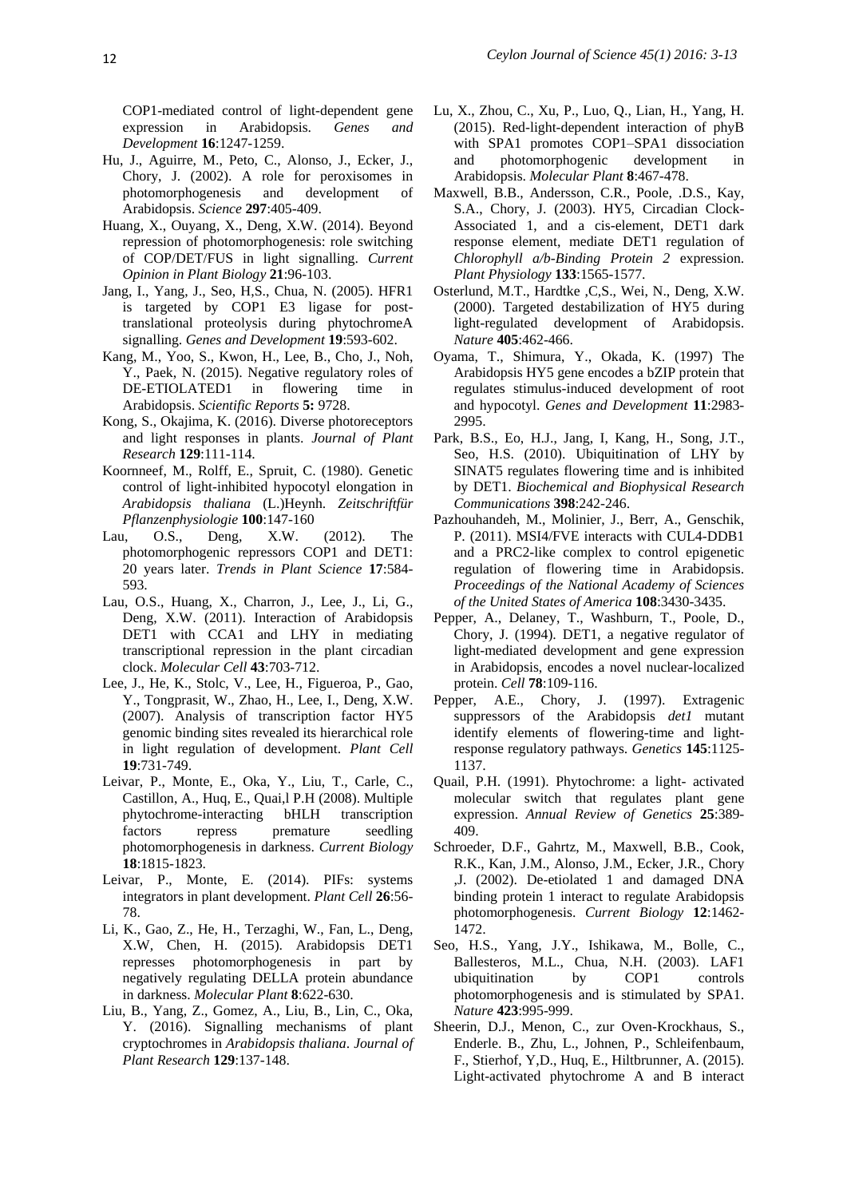COP1-mediated control of light-dependent gene expression in Arabidopsis. *Genes and Development* **16**:1247-1259.

Hu, J., Aguirre, M., Peto, C., Alonso, J., Ecker, J., Chory, J. (2002). A role for peroxisomes in photomorphogenesis and development of Arabidopsis. *Science* **297**:405-409.

Huang, X., Ouyang, X., Deng, X.W. (2014). Beyond repression of photomorphogenesis: role switching of COP/DET/FUS in light signalling. *Current Opinion in Plant Biology* **21**:96-103.

Jang, I., Yang, J., Seo, H,S., Chua, N. (2005). HFR1 is targeted by COP1 E3 ligase for post-translational proteolysis during phytochromeA signalling. *Genes and Development* **19**:593-602.

Kang, M., Yoo, S., Kwon, H., Lee, B., Cho, J., Noh, Y., Paek, N. (2015). Negative regulatory roles of DE-ETIOLATED1 in flowering time in Arabidopsis. *Scientific Reports* **5:** 9728.

Kong, S., Okajima, K. (2016). Diverse photoreceptors and light responses in plants. *Journal of Plant Research* **129**:111-114.

Koornneef, M., Rolff, E., Spruit, C. (1980). Genetic control of light-inhibited hypocotyl elongation in *Arabidopsis thaliana* (L.)Heynh. *Zeitschriftfür Pflanzenphysiologie* **100**:147-160

Lau, O.S., Deng, X.W. (2012). The photomorphogenic repressors COP1 and DET1: 20 years later. *Trends in Plant Science* **17**:584-593.

Lau, O.S., Huang, X., Charron, J., Lee, J., Li, G., Deng, X.W. (2011). Interaction of Arabidopsis DET1 with CCA1 and LHY in mediating transcriptional repression in the plant circadian clock. *Molecular Cell* **43**:703-712.

Lee, J., He, K., Stolc, V., Lee, H., Figueroa, P., Gao, Y., Tongprasit, W., Zhao, H., Lee, I., Deng, X.W. (2007). Analysis of transcription factor HY5 genomic binding sites revealed its hierarchical role in light regulation of development. *Plant Cell* **19**:731-749.

Leivar, P., Monte, E., Oka, Y., Liu, T., Carle, C., Castillon, A., Huq, E., Quai,l P.H (2008). Multiple phytochrome-interacting bHLH transcription factors repress premature seedling photomorphogenesis in darkness. *Current Biology* **18**:1815-1823.

Leivar, P., Monte, E. (2014). PIFs: systems integrators in plant development. *Plant Cell* **26**:56-78.

Li, K., Gao, Z., He, H., Terzaghi, W., Fan, L., Deng, X.W, Chen, H. (2015). Arabidopsis DET1 represses photomorphogenesis in part by negatively regulating DELLA protein abundance in darkness. *Molecular Plant* **8**:622-630.

Liu, B., Yang, Z., Gomez, A., Liu, B., Lin, C., Oka, Y. (2016). Signalling mechanisms of plant cryptochromes in *Arabidopsis thaliana*. *Journal of Plant Research* **129**:137-148.

Lu, X., Zhou, C., Xu, P., Luo, Q., Lian, H., Yang, H. (2015). Red-light-dependent interaction of phyB with SPA1 promotes COP1–SPA1 dissociation and photomorphogenic development in Arabidopsis. *Molecular Plant* **8**:467-478.

Maxwell, B.B., Andersson, C.R., Poole, .D.S., Kay, S.A., Chory, J. (2003). HY5, Circadian Clock-Associated 1, and a cis-element, DET1 dark response element, mediate DET1 regulation of *Chlorophyll a/b-Binding Protein 2* expression. *Plant Physiology* **133**:1565-1577.

Osterlund, M.T., Hardtke ,C,S., Wei, N., Deng, X.W. (2000). Targeted destabilization of HY5 during light-regulated development of Arabidopsis. *Nature* **405**:462-466.

Oyama, T., Shimura, Y., Okada, K. (1997) The Arabidopsis HY5 gene encodes a bZIP protein that regulates stimulus-induced development of root and hypocotyl. *Genes and Development* **11**:2983-2995.

Park, B.S., Eo, H.J., Jang, I, Kang, H., Song, J.T., Seo, H.S. (2010). Ubiquitination of LHY by SINAT5 regulates flowering time and is inhibited by DET1. *Biochemical and Biophysical Research Communications* **398**:242-246.

Pazhouhandeh, M., Molinier, J., Berr, A., Genschik, P. (2011). MSI4/FVE interacts with CUL4-DDB1 and a PRC2-like complex to control epigenetic regulation of flowering time in Arabidopsis. *Proceedings of the National Academy of Sciences of the United States of America* **108**:3430-3435.

Pepper, A., Delaney, T., Washburn, T., Poole, D., Chory, J. (1994). DET1, a negative regulator of light-mediated development and gene expression in Arabidopsis, encodes a novel nuclear-localized protein. *Cell* **78**:109-116.

Pepper, A.E., Chory, J. (1997). Extragenic suppressors of the Arabidopsis *det1* mutant identify elements of flowering-time and light-response regulatory pathways. *Genetics* **145**:1125-1137.

Quail, P.H. (1991). Phytochrome: a light- activated molecular switch that regulates plant gene expression. *Annual Review of Genetics* **25**:389-409.

Schroeder, D.F., Gahrtz, M., Maxwell, B.B., Cook, R.K., Kan, J.M., Alonso, J.M., Ecker, J.R., Chory ,J. (2002). De-etiolated 1 and damaged DNA binding protein 1 interact to regulate Arabidopsis photomorphogenesis. *Current Biology* **12**:1462-1472.

Seo, H.S., Yang, J.Y., Ishikawa, M., Bolle, C., Ballesteros, M.L., Chua, N.H. (2003). LAF1 ubiquitination by COP1 controls photomorphogenesis and is stimulated by SPA1. *Nature* **423**:995-999.

Sheerin, D.J., Menon, C., zur Oven-Krockhaus, S., Enderle. B., Zhu, L., Johnen, P., Schleifenbaum, F., Stierhof, Y,D., Huq, E., Hiltbrunner, A. (2015). Light-activated phytochrome A and B interact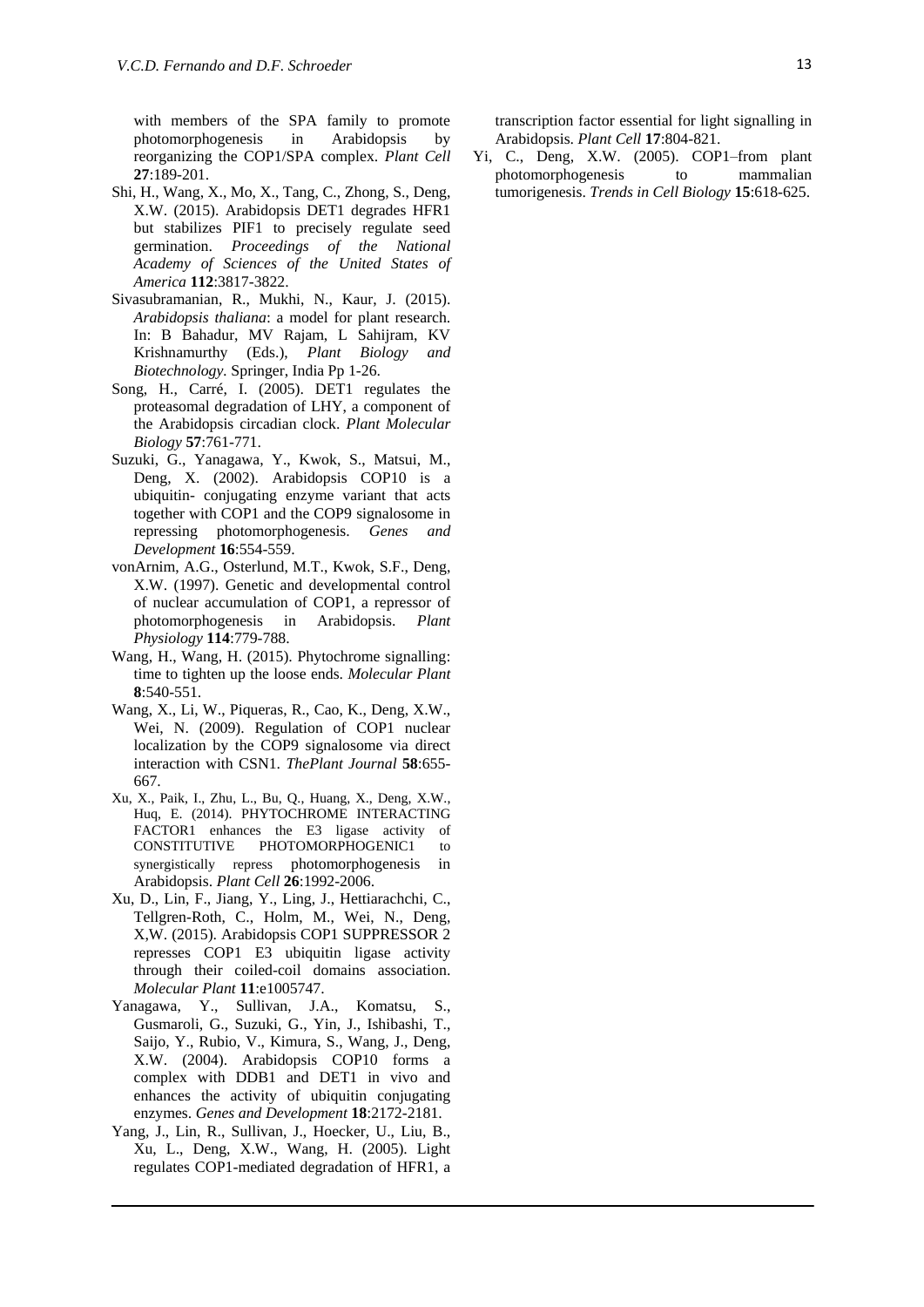with members of the SPA family to promote photomorphogenesis in Arabidopsis by reorganizing the COP1/SPA complex. *Plant Cell* **27**:189-201.

Shi, H., Wang, X., Mo, X., Tang, C., Zhong, S., Deng, X.W. (2015). Arabidopsis DET1 degrades HFR1 but stabilizes PIF1 to precisely regulate seed germination. *Proceedings of the National Academy of Sciences of the United States of America* **112**:3817-3822.

Sivasubramanian, R., Mukhi, N., Kaur, J. (2015). *Arabidopsis thaliana*: a model for plant research. In: B Bahadur, MV Rajam, L Sahijram, KV Krishnamurthy (Eds.), *Plant Biology and Biotechnology*. Springer, India Pp 1-26.

Song, H., Carré, I. (2005). DET1 regulates the proteasomal degradation of LHY, a component of the Arabidopsis circadian clock. *Plant Molecular Biology* **57**:761-771.

Suzuki, G., Yanagawa, Y., Kwok, S., Matsui, M., Deng, X. (2002). Arabidopsis COP10 is a ubiquitin- conjugating enzyme variant that acts together with COP1 and the COP9 signalosome in repressing photomorphogenesis. *Genes and Development* **16**:554-559.

vonArnim, A.G., Osterlund, M.T., Kwok, S.F., Deng, X.W. (1997). Genetic and developmental control of nuclear accumulation of COP1, a repressor of photomorphogenesis in Arabidopsis. *Plant Physiology* **114**:779-788.

Wang, H., Wang, H. (2015). Phytochrome signalling: time to tighten up the loose ends. *Molecular Plant* **8**:540-551.

Wang, X., Li, W., Piqueras, R., Cao, K., Deng, X.W., Wei, N. (2009). Regulation of COP1 nuclear localization by the COP9 signalosome via direct interaction with CSN1. *ThePlant Journal* **58**:655-667.

Xu, X., Paik, I., Zhu, L., Bu, Q., Huang, X., Deng, X.W., Huq, E. (2014). PHYTOCHROME INTERACTING FACTOR1 enhances the E3 ligase activity of CONSTITUTIVE PHOTOMORPHOGENIC1 to synergistically repress photomorphogenesis in Arabidopsis. *Plant Cell* **26**:1992-2006.

Xu, D., Lin, F., Jiang, Y., Ling, J., Hettiarachchi, C., Tellgren-Roth, C., Holm, M., Wei, N., Deng, X,W. (2015). Arabidopsis COP1 SUPPRESSOR 2 represses COP1 E3 ubiquitin ligase activity through their coiled-coil domains association. *Molecular Plant* **11**:e1005747.

Yanagawa, Y., Sullivan, J.A., Komatsu, S., Gusmaroli, G., Suzuki, G., Yin, J., Ishibashi, T., Saijo, Y., Rubio, V., Kimura, S., Wang, J., Deng, X.W. (2004). Arabidopsis COP10 forms a complex with DDB1 and DET1 in vivo and enhances the activity of ubiquitin conjugating enzymes. *Genes and Development* **18**:2172-2181.

Yang, J., Lin, R., Sullivan, J., Hoecker, U., Liu, B., Xu, L., Deng, X.W., Wang, H. (2005). Light regulates COP1-mediated degradation of HFR1, a transcription factor essential for light signalling in Arabidopsis. *Plant Cell* **17**:804-821.

Yi, C., Deng, X.W. (2005). COP1–from plant photomorphogenesis to mammalian tumorigenesis. *Trends in Cell Biology* **15**:618-625.